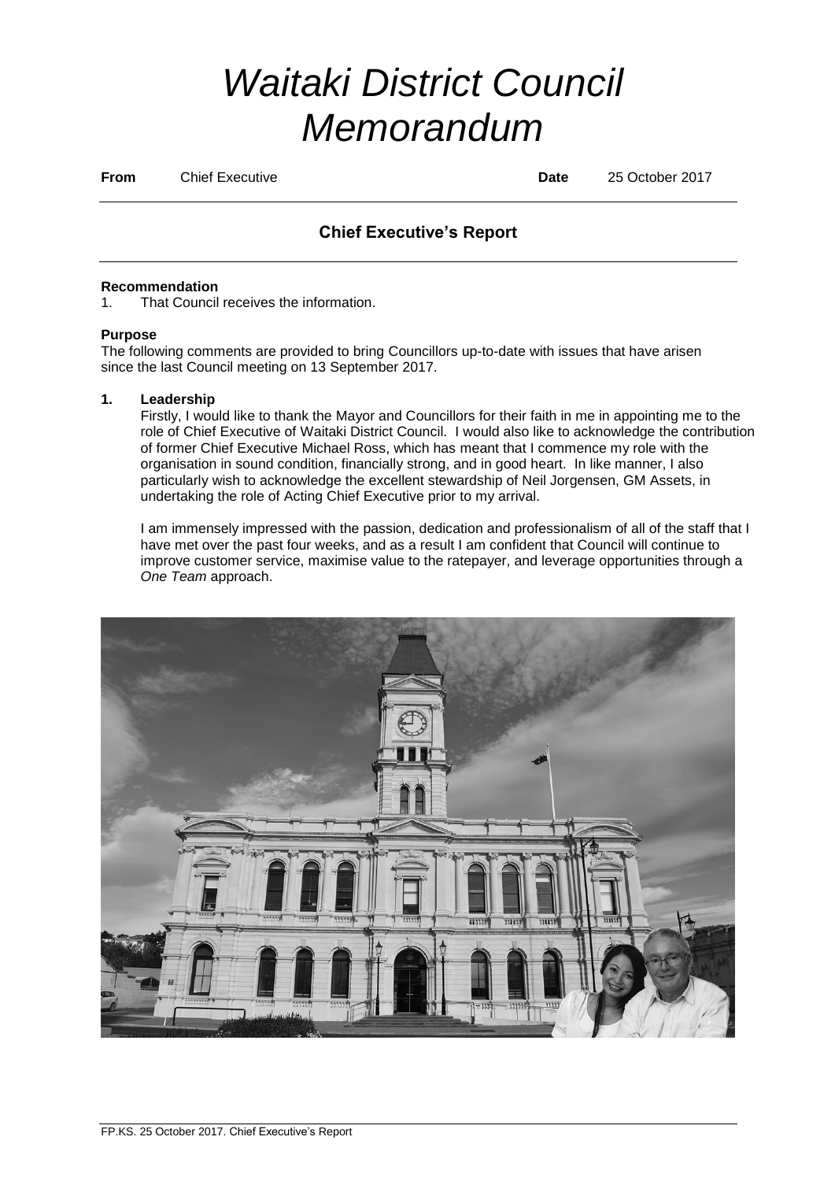# *Waitaki District Council Memorandum*

**From** Chief Executive **Date** 25 October 2017

## Chief Executive's Report

**Recommendation**

1. That Council receives the information.

**Purpose**

The following comments are provided to bring Councillors up-to-date with issues that have arisen since the last Council meeting on 13 September 2017.

**1. Leadership**

Firstly, I would like to thank the Mayor and Councillors for their faith in me in appointing me to the role of Chief Executive of Waitaki District Council. I would also like to acknowledge the contribution of former Chief Executive Michael Ross, which has meant that I commence my role with the organisation in sound condition, financially strong, and in good heart. In like manner, I also particularly wish to acknowledge the excellent stewardship of Neil Jorgensen, GM Assets, in undertaking the role of Acting Chief Executive prior to my arrival.

I am immensely impressed with the passion, dedication and professionalism of all of the staff that I have met over the past four weeks, and as a result I am confident that Council will continue to improve customer service, maximise value to the ratepayer, and leverage opportunities through a *One Team* approach.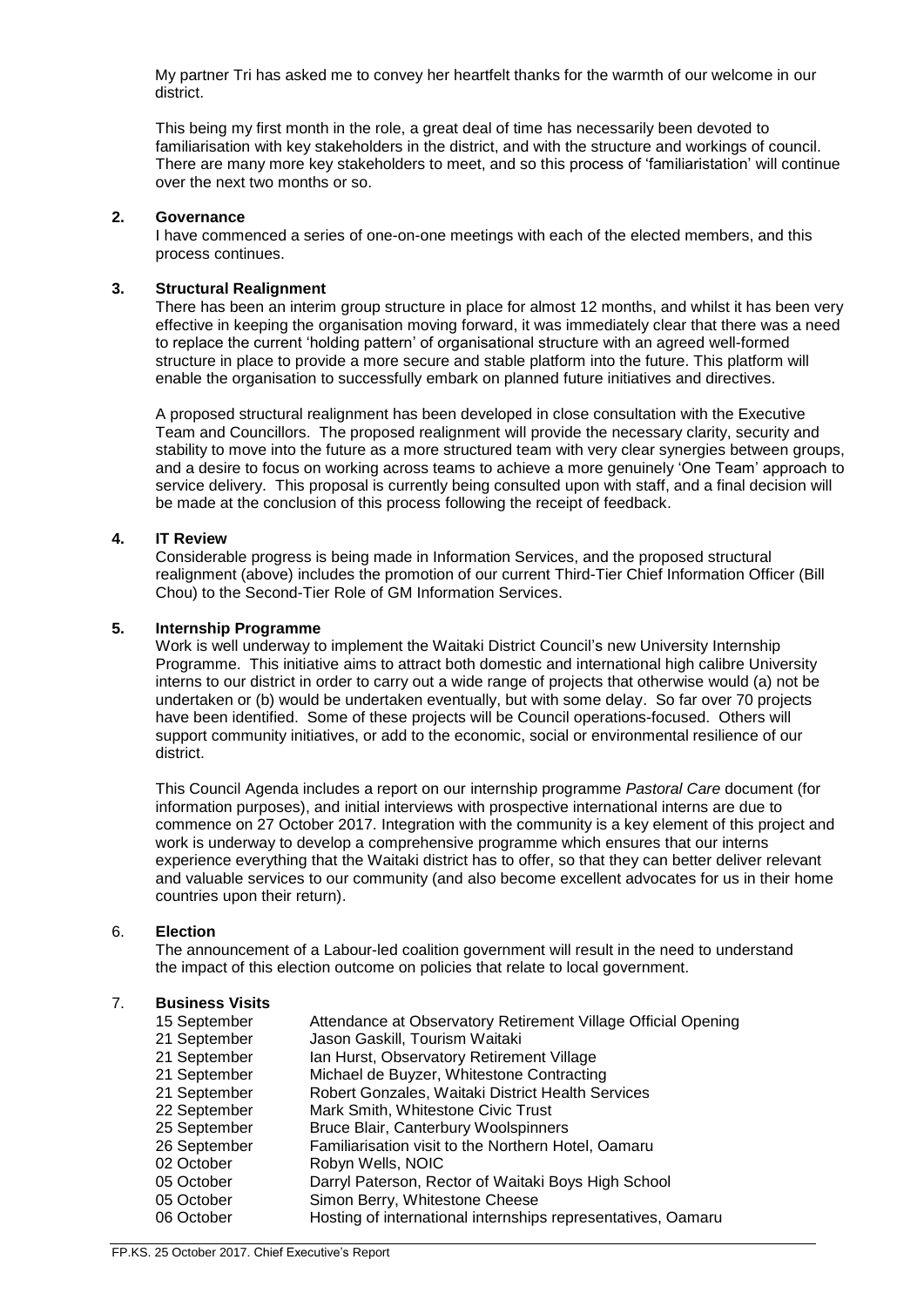My partner Tri has asked me to convey her heartfelt thanks for the warmth of our welcome in our district.

This being my first month in the role, a great deal of time has necessarily been devoted to familiarisation with key stakeholders in the district, and with the structure and workings of council. There are many more key stakeholders to meet, and so this process of 'familiaristation' will continue over the next two months or so.

## 2. Governance

I have commenced a series of one-on-one meetings with each of the elected members, and this process continues.

## 3. Structural Realignment

There has been an interim group structure in place for almost 12 months, and whilst it has been very effective in keeping the organisation moving forward, it was immediately clear that there was a need to replace the current 'holding pattern' of organisational structure with an agreed well-formed structure in place to provide a more secure and stable platform into the future. This platform will enable the organisation to successfully embark on planned future initiatives and directives.

A proposed structural realignment has been developed in close consultation with the Executive Team and Councillors. The proposed realignment will provide the necessary clarity, security and stability to move into the future as a more structured team with very clear synergies between groups, and a desire to focus on working across teams to achieve a more genuinely 'One Team' approach to service delivery. This proposal is currently being consulted upon with staff, and a final decision will be made at the conclusion of this process following the receipt of feedback.

## 4. IT Review

Considerable progress is being made in Information Services, and the proposed structural realignment (above) includes the promotion of our current Third-Tier Chief Information Officer (Bill Chou) to the Second-Tier Role of GM Information Services.

## 5. Internship Programme

Work is well underway to implement the Waitaki District Council's new University Internship Programme. This initiative aims to attract both domestic and international high calibre University interns to our district in order to carry out a wide range of projects that otherwise would (a) not be undertaken or (b) would be undertaken eventually, but with some delay. So far over 70 projects have been identified. Some of these projects will be Council operations-focused. Others will support community initiatives, or add to the economic, social or environmental resilience of our district.

This Council Agenda includes a report on our internship programme *Pastoral Care* document (for information purposes), and initial interviews with prospective international interns are due to commence on 27 October 2017. Integration with the community is a key element of this project and work is underway to develop a comprehensive programme which ensures that our interns experience everything that the Waitaki district has to offer, so that they can better deliver relevant and valuable services to our community (and also become excellent advocates for us in their home countries upon their return).

## 6. Election

The announcement of a Labour-led coalition government will result in the need to understand the impact of this election outcome on policies that relate to local government.

## 7. Business Visits

| | |
|---|---|
| 15 September | Attendance at Observatory Retirement Village Official Opening |
| 21 September | Jason Gaskill, Tourism Waitaki |
| 21 September | Ian Hurst, Observatory Retirement Village |
| 21 September | Michael de Buyzer, Whitestone Contracting |
| 21 September | Robert Gonzales, Waitaki District Health Services |
| 22 September | Mark Smith, Whitestone Civic Trust |
| 25 September | Bruce Blair, Canterbury Woolspinners |
| 26 September | Familiarisation visit to the Northern Hotel, Oamaru |
| 02 October | Robyn Wells, NOIC |
| 05 October | Darryl Paterson, Rector of Waitaki Boys High School |
| 05 October | Simon Berry, Whitestone Cheese |
| 06 October | Hosting of international internships representatives, Oamaru |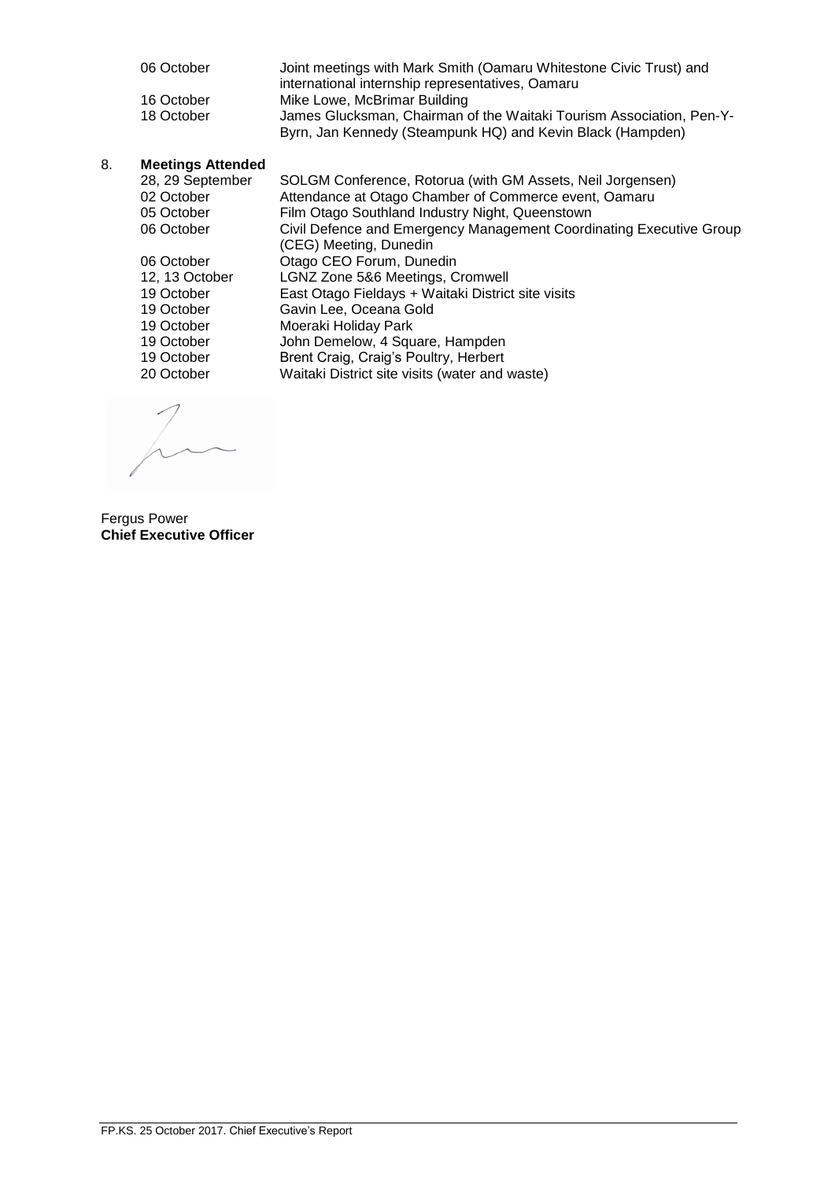| | |
|---|---|
| 06 October | Joint meetings with Mark Smith (Oamaru Whitestone Civic Trust) and international internship representatives, Oamaru |
| 16 October | Mike Lowe, McBrimar Building |
| 18 October | James Glucksman, Chairman of the Waitaki Tourism Association, Pen-Y-Byrn, Jan Kennedy (Steampunk HQ) and Kevin Black (Hampden) |

8. **Meetings Attended**

| | |
|---|---|
| 28, 29 September | SOLGM Conference, Rotorua (with GM Assets, Neil Jorgensen) |
| 02 October | Attendance at Otago Chamber of Commerce event, Oamaru |
| 05 October | Film Otago Southland Industry Night, Queenstown |
| 06 October | Civil Defence and Emergency Management Coordinating Executive Group (CEG) Meeting, Dunedin |
| 06 October | Otago CEO Forum, Dunedin |
| 12, 13 October | LGNZ Zone 5&6 Meetings, Cromwell |
| 19 October | East Otago Fieldays + Waitaki District site visits |
| 19 October | Gavin Lee, Oceana Gold |
| 19 October | Moeraki Holiday Park |
| 19 October | John Demelow, 4 Square, Hampden |
| 19 October | Brent Craig, Craig's Poultry, Herbert |
| 20 October | Waitaki District site visits (water and waste) |

Fergus Power
**Chief Executive Officer**